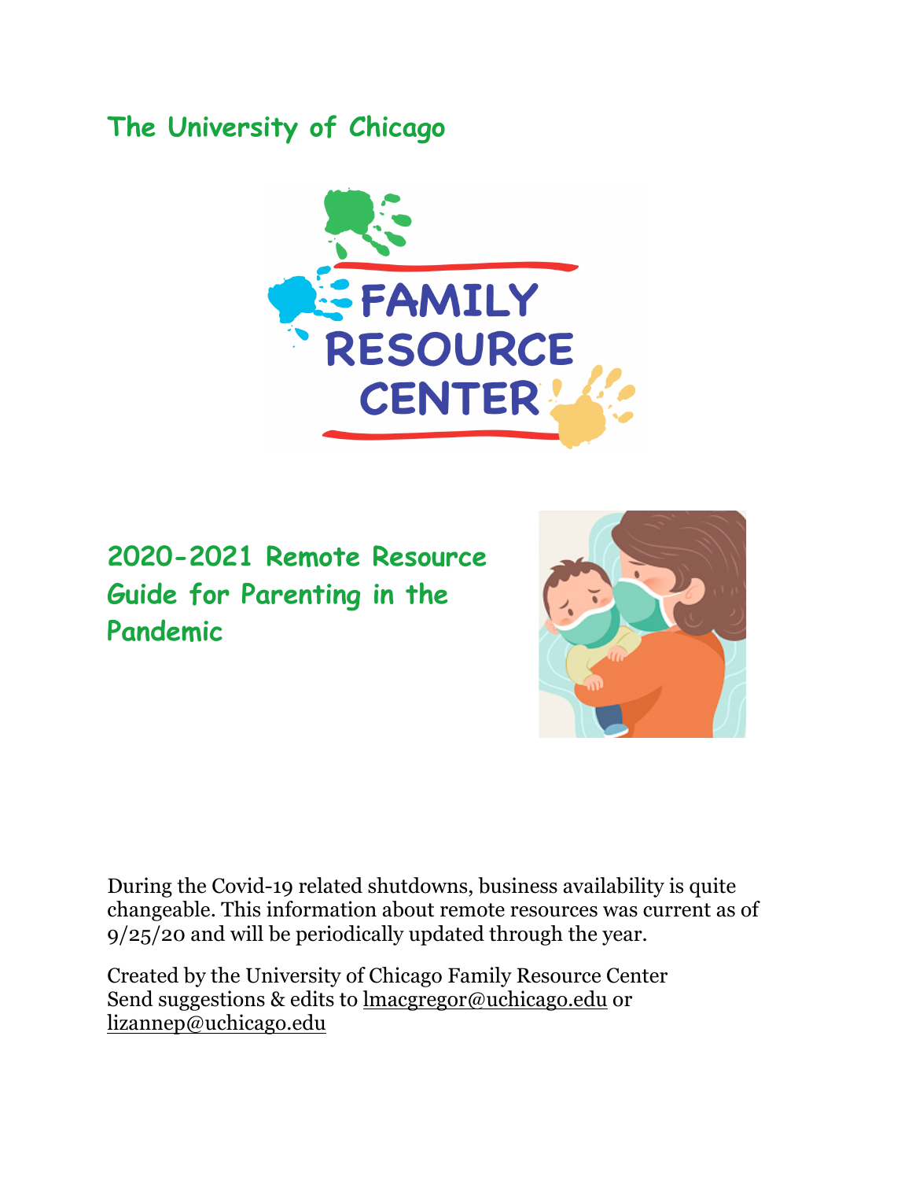# The University of Chicago

FAMILY RESOURCE CENTER

## 2020-2021 Remote Resource Guide for Parenting in the Pandemic

During the Covid-19 related shutdowns, business availability is quite changeable. This information about remote resources was current as of 9/25/20 and will be periodically updated through the year.

Created by the University of Chicago Family Resource Center
Send suggestions & edits to lmacgregor@uchicago.edu or lizannep@uchicago.edu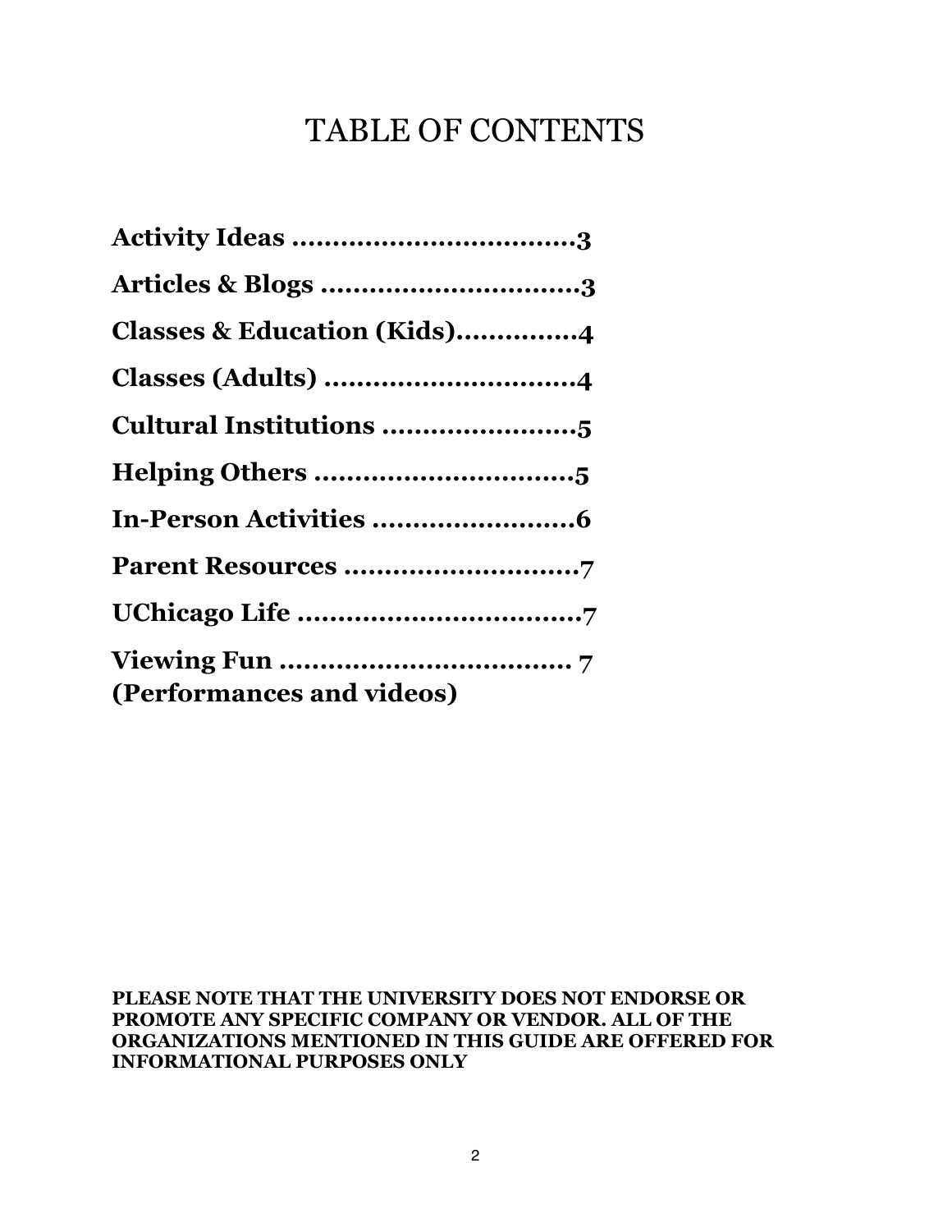# TABLE OF CONTENTS

**Activity Ideas ..................................3**

**Articles & Blogs ...............................3**

**Classes & Education (Kids)..............4**

**Classes (Adults) ..............................4**

**Cultural Institutions ........................5**

**Helping Others ................................5**

**In-Person Activities .........................6**

**Parent Resources .............................7**

**UChicago Life ...................................7**

**Viewing Fun .................................... 7**
**(Performances and videos)**

**PLEASE NOTE THAT THE UNIVERSITY DOES NOT ENDORSE OR PROMOTE ANY SPECIFIC COMPANY OR VENDOR. ALL OF THE ORGANIZATIONS MENTIONED IN THIS GUIDE ARE OFFERED FOR INFORMATIONAL PURPOSES ONLY**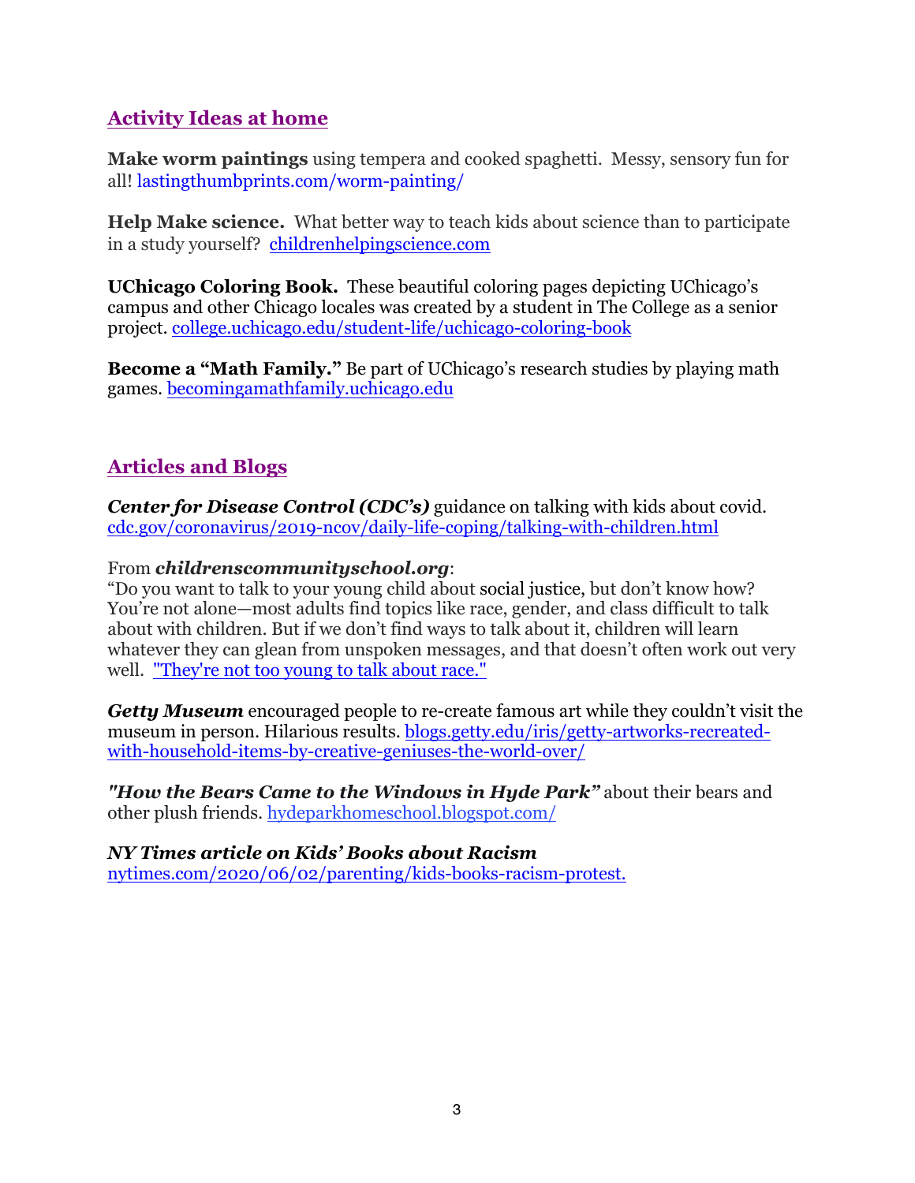## Activity Ideas at home

**Make worm paintings** using tempera and cooked spaghetti. Messy, sensory fun for all! lastingthumbprints.com/worm-painting/

**Help Make science.** What better way to teach kids about science than to participate in a study yourself? childrenhelpingscience.com

**UChicago Coloring Book.** These beautiful coloring pages depicting UChicago's campus and other Chicago locales was created by a student in The College as a senior project. college.uchicago.edu/student-life/uchicago-coloring-book

**Become a "Math Family."** Be part of UChicago's research studies by playing math games. becomingamathfamily.uchicago.edu

## Articles and Blogs

***Center for Disease Control (CDC's)*** guidance on talking with kids about covid. cdc.gov/coronavirus/2019-ncov/daily-life-coping/talking-with-children.html

From ***childrenscommunityschool.org***:
"Do you want to talk to your young child about social justice, but don't know how? You're not alone—most adults find topics like race, gender, and class difficult to talk about with children. But if we don't find ways to talk about it, children will learn whatever they can glean from unspoken messages, and that doesn't often work out very well. "They're not too young to talk about race."

***Getty Museum*** encouraged people to re-create famous art while they couldn't visit the museum in person. Hilarious results. blogs.getty.edu/iris/getty-artworks-recreated-with-household-items-by-creative-geniuses-the-world-over/

***"How the Bears Came to the Windows in Hyde Park"*** about their bears and other plush friends. hydeparkhomeschool.blogspot.com/

***NY Times article on Kids' Books about Racism***
nytimes.com/2020/06/02/parenting/kids-books-racism-protest.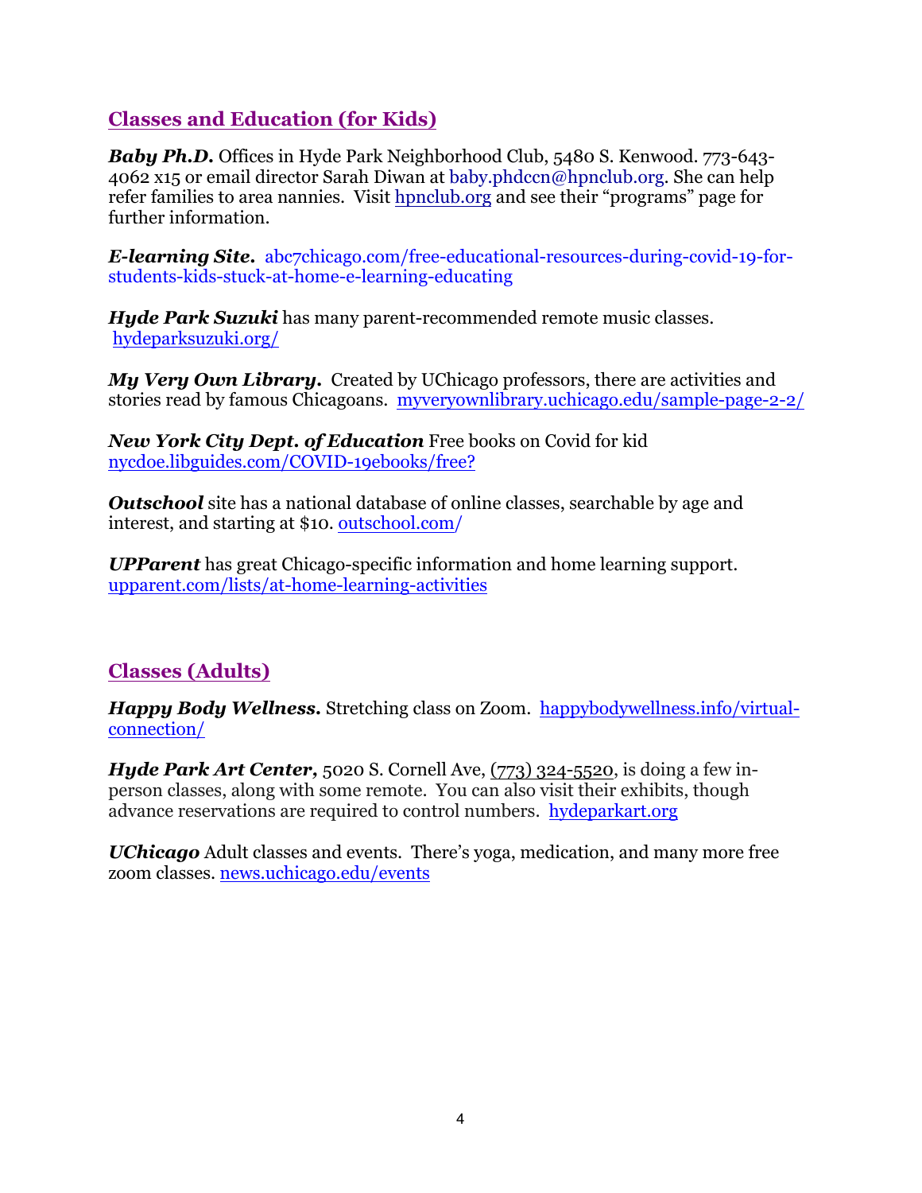## Classes and Education (for Kids)

***Baby Ph.D.*** Offices in Hyde Park Neighborhood Club, 5480 S. Kenwood. 773-643-4062 x15 or email director Sarah Diwan at baby.phdccn@hpnclub.org. She can help refer families to area nannies. Visit hpnclub.org and see their "programs" page for further information.

***E-learning Site.*** abc7chicago.com/free-educational-resources-during-covid-19-for-students-kids-stuck-at-home-e-learning-educating

***Hyde Park Suzuki*** has many parent-recommended remote music classes. hydeparksuzuki.org/

***My Very Own Library.*** Created by UChicago professors, there are activities and stories read by famous Chicagoans. myveryownlibrary.uchicago.edu/sample-page-2-2/

***New York City Dept. of Education*** Free books on Covid for kid nycdoe.libguides.com/COVID-19ebooks/free?

***Outschool*** site has a national database of online classes, searchable by age and interest, and starting at $10. outschool.com/

***UPParent*** has great Chicago-specific information and home learning support. upparent.com/lists/at-home-learning-activities

## Classes (Adults)

***Happy Body Wellness.*** Stretching class on Zoom. happybodywellness.info/virtual-connection/

***Hyde Park Art Center,*** 5020 S. Cornell Ave, (773) 324-5520, is doing a few in-person classes, along with some remote. You can also visit their exhibits, though advance reservations are required to control numbers. hydeparkart.org

***UChicago*** Adult classes and events. There's yoga, medication, and many more free zoom classes. news.uchicago.edu/events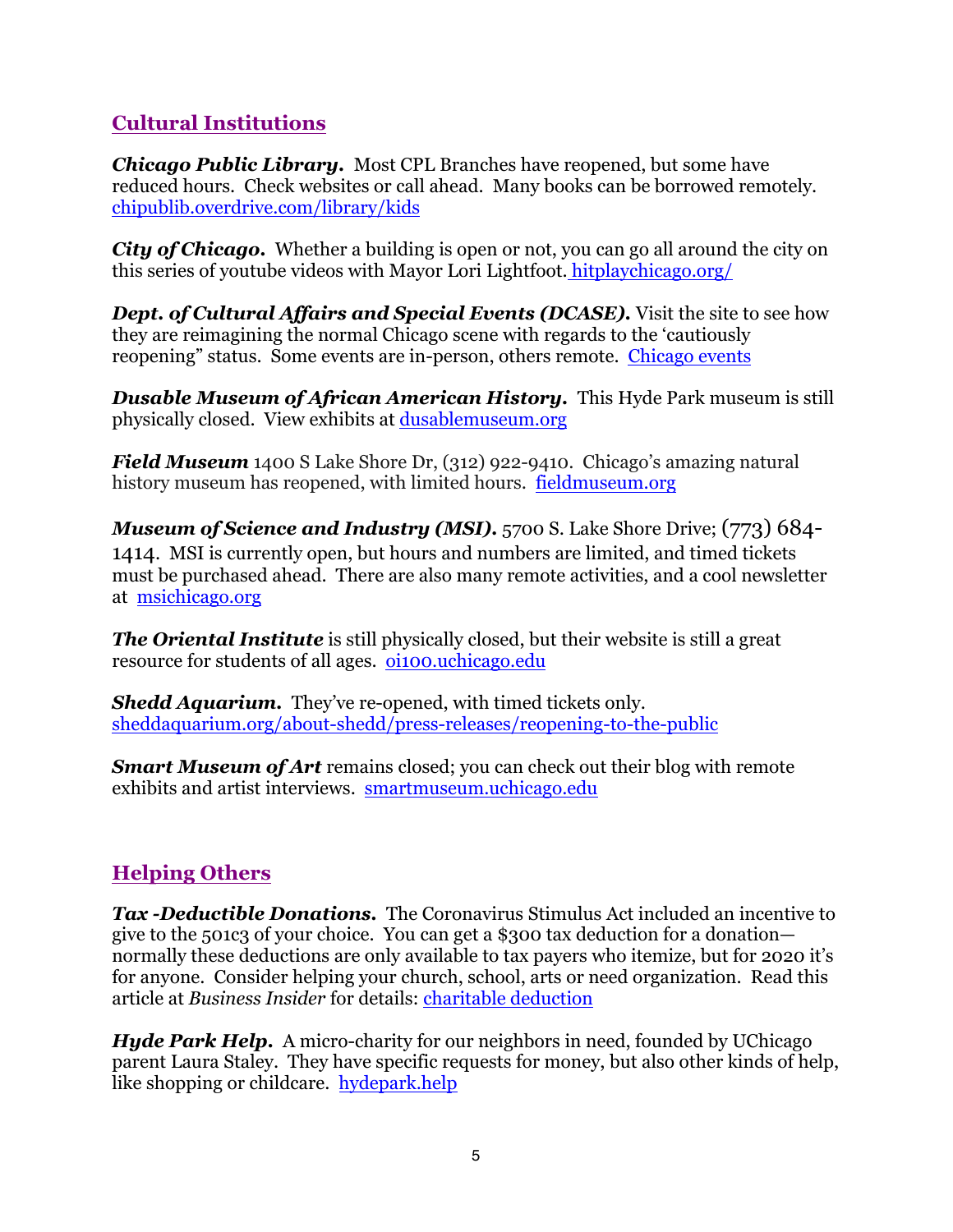## Cultural Institutions

***Chicago Public Library.*** Most CPL Branches have reopened, but some have reduced hours. Check websites or call ahead. Many books can be borrowed remotely. [chipublib.overdrive.com/library/kids](chipublib.overdrive.com/library/kids)

***City of Chicago.*** Whether a building is open or not, you can go all around the city on this series of youtube videos with Mayor Lori Lightfoot. [hitplaychicago.org/](hitplaychicago.org/)

***Dept. of Cultural Affairs and Special Events (DCASE).*** Visit the site to see how they are reimagining the normal Chicago scene with regards to the 'cautiously reopening" status. Some events are in-person, others remote. Chicago events

***Dusable Museum of African American History.*** This Hyde Park museum is still physically closed. View exhibits at [dusablemuseum.org](dusablemuseum.org)

***Field Museum*** 1400 S Lake Shore Dr, (312) 922-9410. Chicago's amazing natural history museum has reopened, with limited hours. [fieldmuseum.org](fieldmuseum.org)

***Museum of Science and Industry (MSI).*** 5700 S. Lake Shore Drive; (773) 684-1414. MSI is currently open, but hours and numbers are limited, and timed tickets must be purchased ahead. There are also many remote activities, and a cool newsletter at [msichicago.org](msichicago.org)

***The Oriental Institute*** is still physically closed, but their website is still a great resource for students of all ages. [oi100.uchicago.edu](oi100.uchicago.edu)

***Shedd Aquarium.*** They've re-opened, with timed tickets only. [sheddaquarium.org/about-shedd/press-releases/reopening-to-the-public](sheddaquarium.org/about-shedd/press-releases/reopening-to-the-public)

***Smart Museum of Art*** remains closed; you can check out their blog with remote exhibits and artist interviews. [smartmuseum.uchicago.edu](smartmuseum.uchicago.edu)

## Helping Others

***Tax -Deductible Donations.*** The Coronavirus Stimulus Act included an incentive to give to the 501c3 of your choice. You can get a $300 tax deduction for a donation—normally these deductions are only available to tax payers who itemize, but for 2020 it's for anyone. Consider helping your church, school, arts or need organization. Read this article at *Business Insider* for details: charitable deduction

***Hyde Park Help.*** A micro-charity for our neighbors in need, founded by UChicago parent Laura Staley. They have specific requests for money, but also other kinds of help, like shopping or childcare. [hydepark.help](hydepark.help)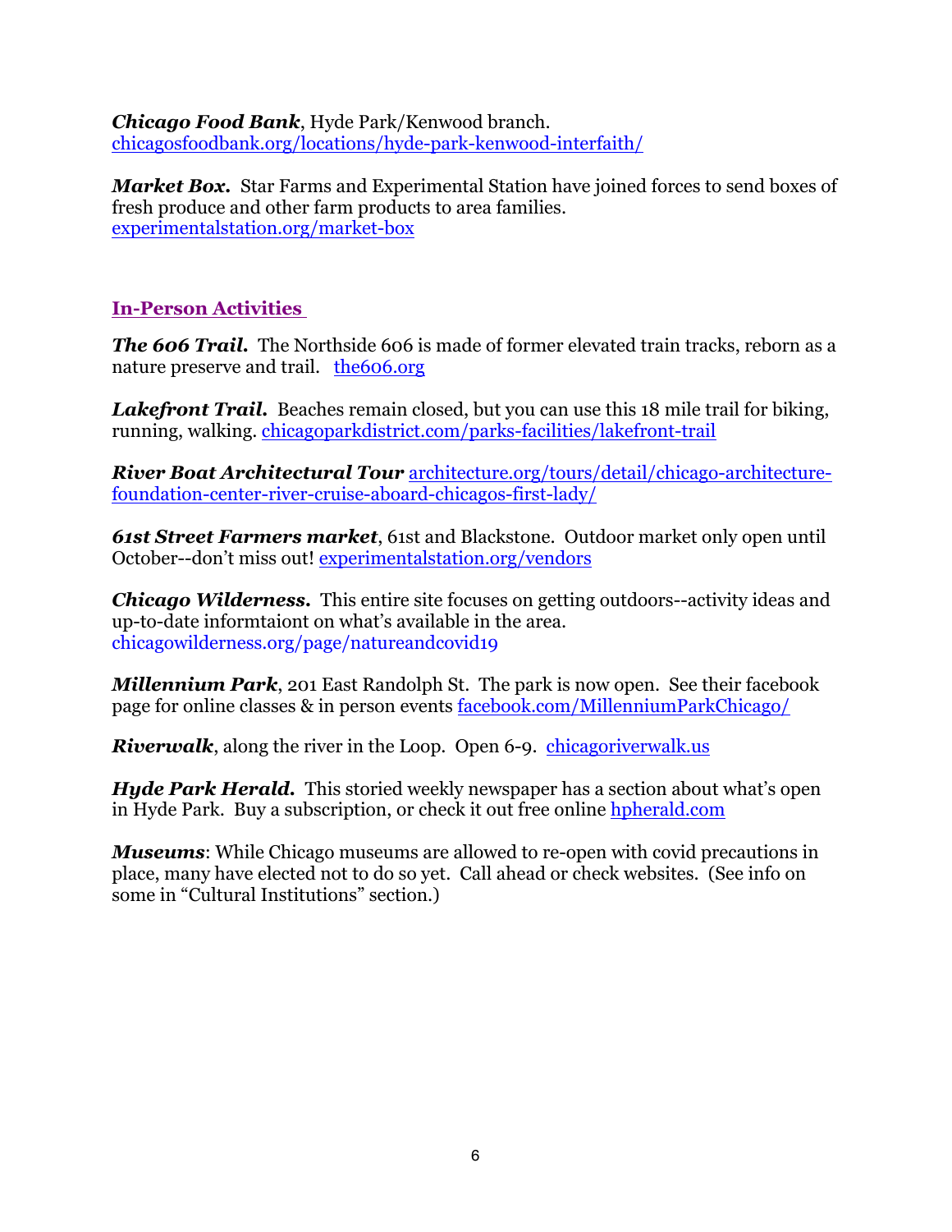***Chicago Food Bank***, Hyde Park/Kenwood branch.
chicagosfoodbank.org/locations/hyde-park-kenwood-interfaith/

***Market Box.*** Star Farms and Experimental Station have joined forces to send boxes of fresh produce and other farm products to area families.
experimentalstation.org/market-box

## In-Person Activities

***The 606 Trail.*** The Northside 606 is made of former elevated train tracks, reborn as a nature preserve and trail. the606.org

***Lakefront Trail.*** Beaches remain closed, but you can use this 18 mile trail for biking, running, walking. chicagoparkdistrict.com/parks-facilities/lakefront-trail

***River Boat Architectural Tour*** architecture.org/tours/detail/chicago-architecture-foundation-center-river-cruise-aboard-chicagos-first-lady/

***61st Street Farmers market***, 61st and Blackstone. Outdoor market only open until October--don't miss out! experimentalstation.org/vendors

***Chicago Wilderness.*** This entire site focuses on getting outdoors--activity ideas and up-to-date informtaiont on what's available in the area.
chicagowilderness.org/page/natureandcovid19

***Millennium Park***, 201 East Randolph St. The park is now open. See their facebook page for online classes & in person events facebook.com/MillenniumParkChicago/

***Riverwalk***, along the river in the Loop. Open 6-9. chicagoriverwalk.us

***Hyde Park Herald.*** This storied weekly newspaper has a section about what's open in Hyde Park. Buy a subscription, or check it out free online hpherald.com

***Museums***: While Chicago museums are allowed to re-open with covid precautions in place, many have elected not to do so yet. Call ahead or check websites. (See info on some in "Cultural Institutions" section.)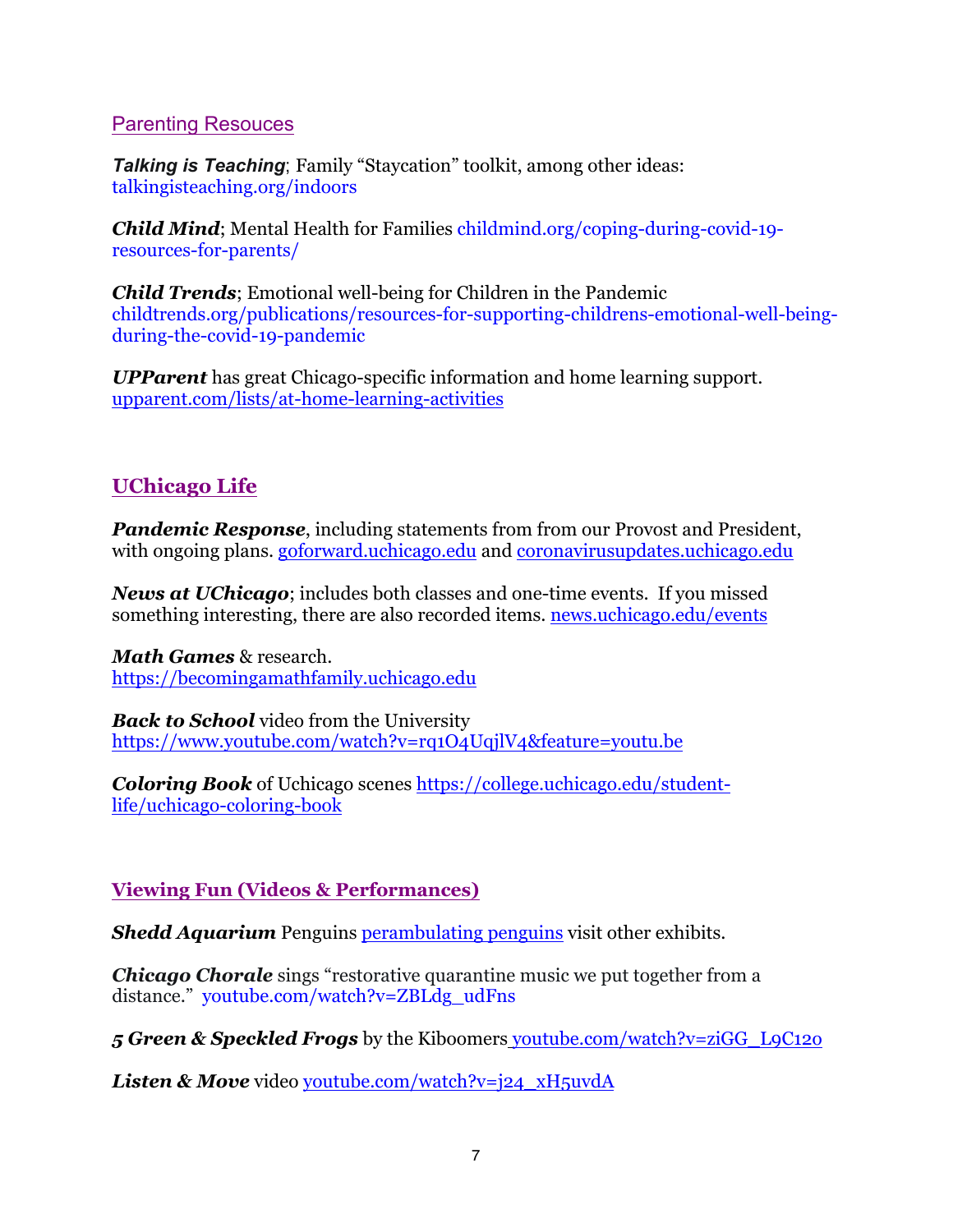## Parenting Resouces

***Talking is Teaching***; Family "Staycation" toolkit, among other ideas: talkingisteaching.org/indoors

***Child Mind***; Mental Health for Families childmind.org/coping-during-covid-19-resources-for-parents/

***Child Trends***; Emotional well-being for Children in the Pandemic childtrends.org/publications/resources-for-supporting-childrens-emotional-well-being-during-the-covid-19-pandemic

***UPParent*** has great Chicago-specific information and home learning support. upparent.com/lists/at-home-learning-activities

## UChicago Life

***Pandemic Response***, including statements from from our Provost and President, with ongoing plans. goforward.uchicago.edu and coronavirusupdates.uchicago.edu

***News at UChicago***; includes both classes and one-time events. If you missed something interesting, there are also recorded items. news.uchicago.edu/events

***Math Games*** & research. https://becomingamathfamily.uchicago.edu

***Back to School*** video from the University https://www.youtube.com/watch?v=rq1O4UqjlV4&feature=youtu.be

***Coloring Book*** of Uchicago scenes https://college.uchicago.edu/student-life/uchicago-coloring-book

## Viewing Fun (Videos & Performances)

***Shedd Aquarium*** Penguins perambulating penguins visit other exhibits.

***Chicago Chorale*** sings "restorative quarantine music we put together from a distance." youtube.com/watch?v=ZBLdg_udFns

***5 Green & Speckled Frogs*** by the Kiboomers youtube.com/watch?v=ziGG_L9C12o

***Listen & Move*** video youtube.com/watch?v=j24_xH5uvdA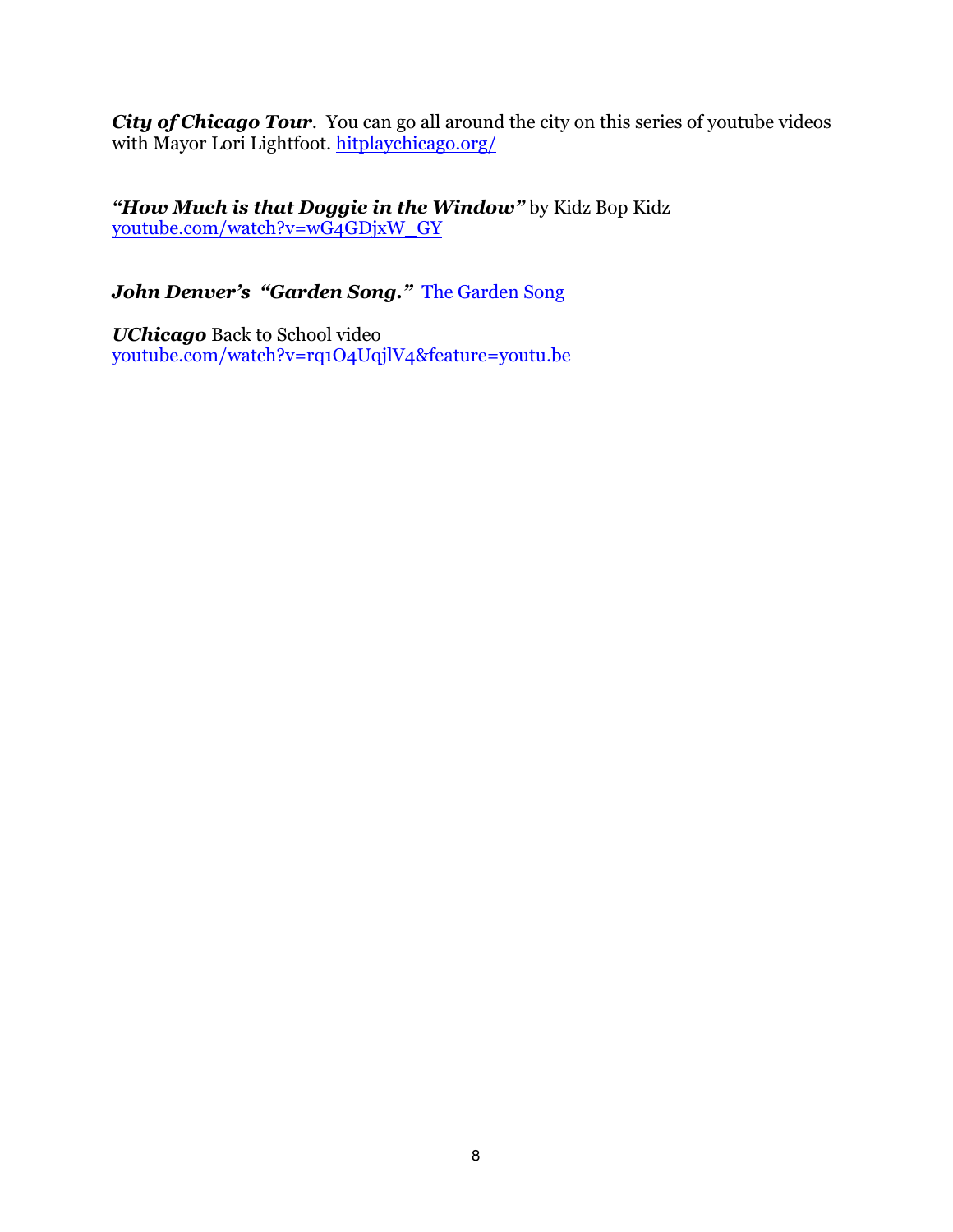***City of Chicago Tour***. You can go all around the city on this series of youtube videos with Mayor Lori Lightfoot. hitplaychicago.org/

***"How Much is that Doggie in the Window"*** by Kidz Bop Kidz
youtube.com/watch?v=wG4GDjxW_GY

***John Denver's "Garden Song."*** The Garden Song

***UChicago*** Back to School video
youtube.com/watch?v=rq1O4UqjlV4&feature=youtu.be